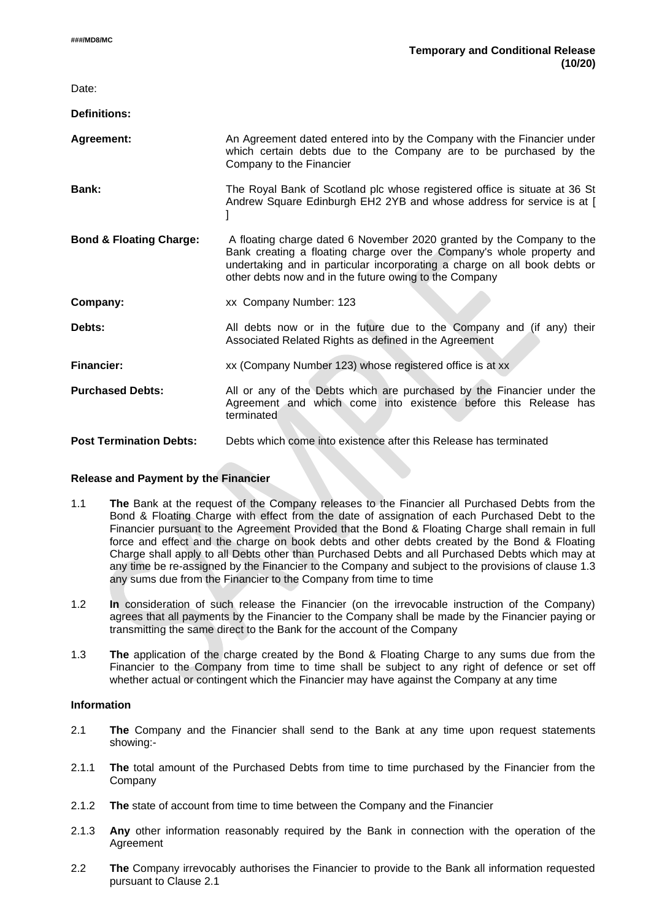###/MD8/MC

**Temporary and Conditional Release (10/20)**

Date:

**Definitions:**

| | |
|---|---|
| **Agreement:** | An Agreement dated entered into by the Company with the Financier under which certain debts due to the Company are to be purchased by the Company to the Financier |
| **Bank:** | The Royal Bank of Scotland plc whose registered office is situate at 36 St Andrew Square Edinburgh EH2 2YB and whose address for service is at [ ] |
| **Bond & Floating Charge:** | A floating charge dated 6 November 2020 granted by the Company to the Bank creating a floating charge over the Company's whole property and undertaking and in particular incorporating a charge on all book debts or other debts now and in the future owing to the Company |
| **Company:** | xx Company Number: 123 |
| **Debts:** | All debts now or in the future due to the Company and (if any) their Associated Related Rights as defined in the Agreement |
| **Financier:** | xx (Company Number 123) whose registered office is at xx |
| **Purchased Debts:** | All or any of the Debts which are purchased by the Financier under the Agreement and which come into existence before this Release has terminated |
| **Post Termination Debts:** | Debts which come into existence after this Release has terminated |

**Release and Payment by the Financier**

1.1 **The** Bank at the request of the Company releases to the Financier all Purchased Debts from the Bond & Floating Charge with effect from the date of assignation of each Purchased Debt to the Financier pursuant to the Agreement Provided that the Bond & Floating Charge shall remain in full force and effect and the charge on book debts and other debts created by the Bond & Floating Charge shall apply to all Debts other than Purchased Debts and all Purchased Debts which may at any time be re-assigned by the Financier to the Company and subject to the provisions of clause 1.3 any sums due from the Financier to the Company from time to time

1.2 **In** consideration of such release the Financier (on the irrevocable instruction of the Company) agrees that all payments by the Financier to the Company shall be made by the Financier paying or transmitting the same direct to the Bank for the account of the Company

1.3 **The** application of the charge created by the Bond & Floating Charge to any sums due from the Financier to the Company from time to time shall be subject to any right of defence or set off whether actual or contingent which the Financier may have against the Company at any time

**Information**

2.1 **The** Company and the Financier shall send to the Bank at any time upon request statements showing:-

2.1.1 **The** total amount of the Purchased Debts from time to time purchased by the Financier from the Company

2.1.2 **The** state of account from time to time between the Company and the Financier

2.1.3 **Any** other information reasonably required by the Bank in connection with the operation of the Agreement

2.2 **The** Company irrevocably authorises the Financier to provide to the Bank all information requested pursuant to Clause 2.1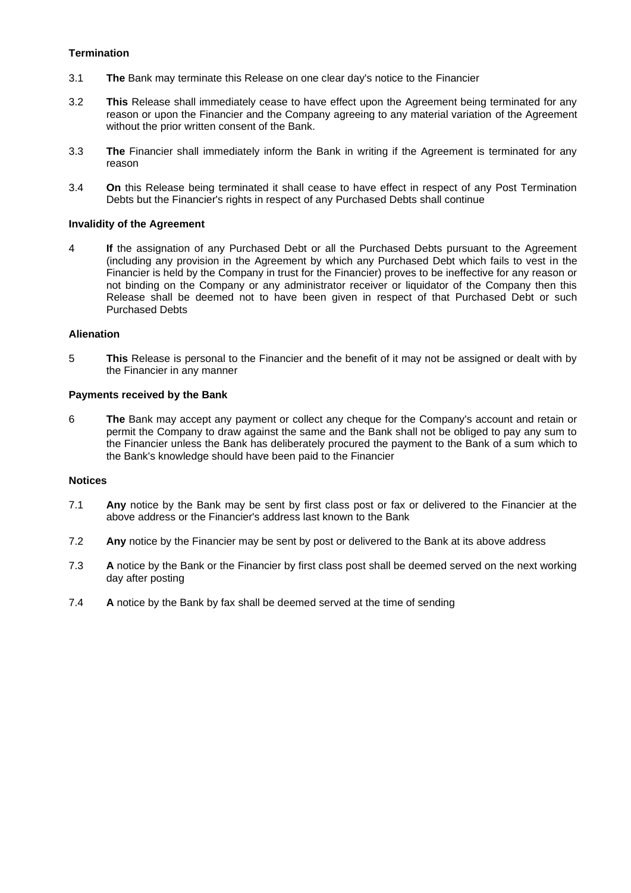**Termination**

3.1 **The** Bank may terminate this Release on one clear day's notice to the Financier

3.2 **This** Release shall immediately cease to have effect upon the Agreement being terminated for any reason or upon the Financier and the Company agreeing to any material variation of the Agreement without the prior written consent of the Bank.

3.3 **The** Financier shall immediately inform the Bank in writing if the Agreement is terminated for any reason

3.4 **On** this Release being terminated it shall cease to have effect in respect of any Post Termination Debts but the Financier's rights in respect of any Purchased Debts shall continue

**Invalidity of the Agreement**

4 **If** the assignation of any Purchased Debt or all the Purchased Debts pursuant to the Agreement (including any provision in the Agreement by which any Purchased Debt which fails to vest in the Financier is held by the Company in trust for the Financier) proves to be ineffective for any reason or not binding on the Company or any administrator receiver or liquidator of the Company then this Release shall be deemed not to have been given in respect of that Purchased Debt or such Purchased Debts

**Alienation**

5 **This** Release is personal to the Financier and the benefit of it may not be assigned or dealt with by the Financier in any manner

**Payments received by the Bank**

6 **The** Bank may accept any payment or collect any cheque for the Company's account and retain or permit the Company to draw against the same and the Bank shall not be obliged to pay any sum to the Financier unless the Bank has deliberately procured the payment to the Bank of a sum which to the Bank's knowledge should have been paid to the Financier

**Notices**

7.1 **Any** notice by the Bank may be sent by first class post or fax or delivered to the Financier at the above address or the Financier's address last known to the Bank

7.2 **Any** notice by the Financier may be sent by post or delivered to the Bank at its above address

7.3 **A** notice by the Bank or the Financier by first class post shall be deemed served on the next working day after posting

7.4 **A** notice by the Bank by fax shall be deemed served at the time of sending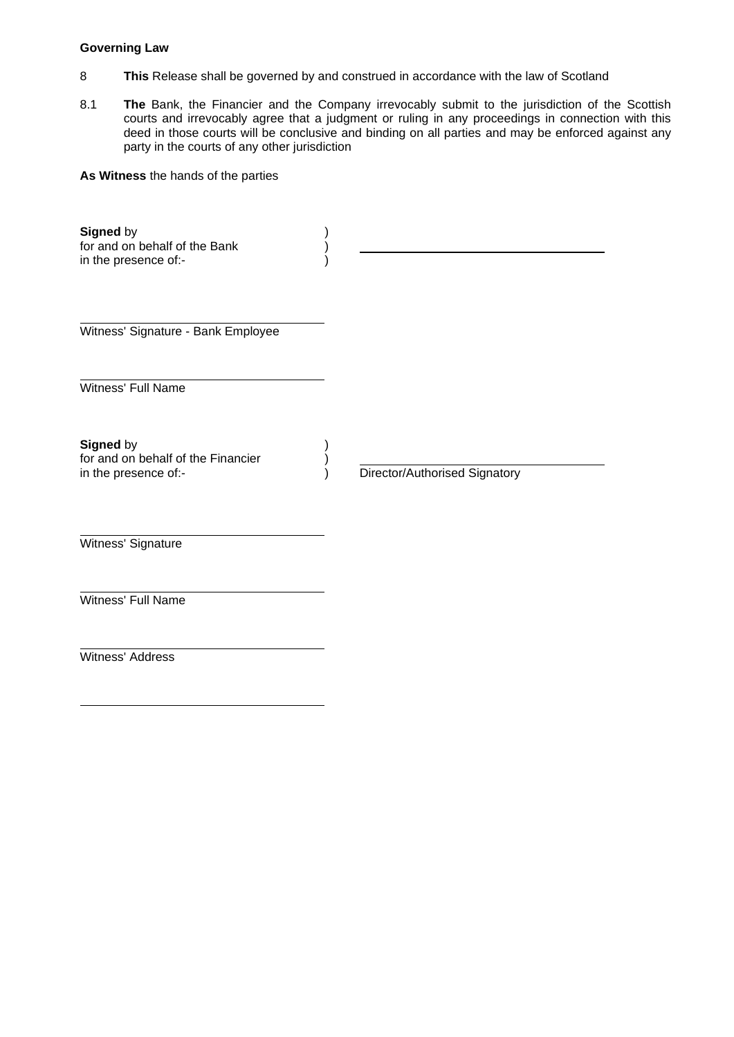**Governing Law**

8 **This** Release shall be governed by and construed in accordance with the law of Scotland

8.1 **The** Bank, the Financier and the Company irrevocably submit to the jurisdiction of the Scottish courts and irrevocably agree that a judgment or ruling in any proceedings in connection with this deed in those courts will be conclusive and binding on all parties and may be enforced against any party in the courts of any other jurisdiction

**As Witness** the hands of the parties

**Signed** by )
for and on behalf of the Bank ) ______________________________
in the presence of:- )

______________________________
Witness' Signature - Bank Employee

______________________________
Witness' Full Name

**Signed** by )
for and on behalf of the Financier ) ______________________________
in the presence of:- ) Director/Authorised Signatory

______________________________
Witness' Signature

______________________________
Witness' Full Name

______________________________
Witness' Address

______________________________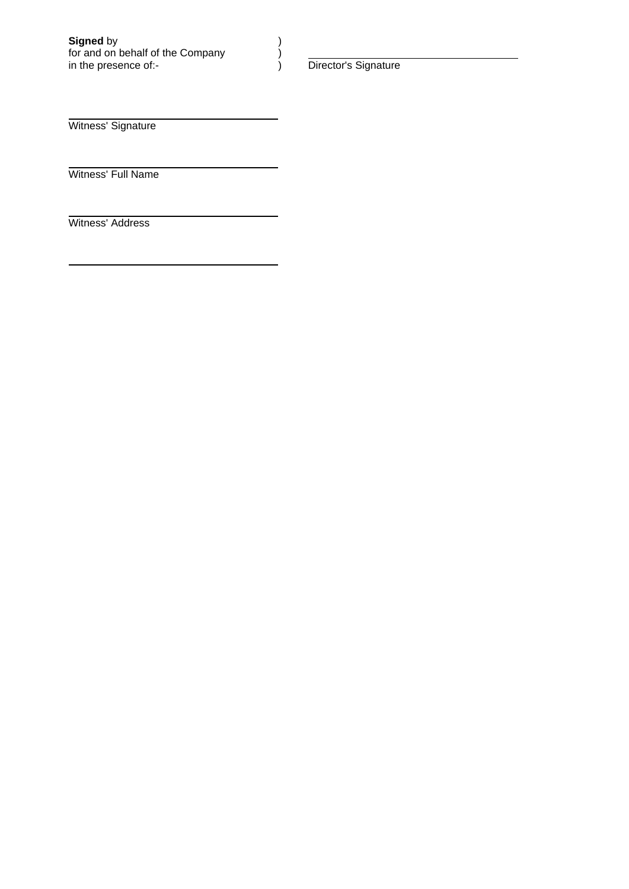**Signed** by )
for and on behalf of the Company )
in the presence of:- )

\_\_\_\_\_\_\_\_\_\_\_\_\_\_\_\_\_\_\_\_\_\_\_\_\_\_\_\_\_\_
Director's Signature

\_\_\_\_\_\_\_\_\_\_\_\_\_\_\_\_\_\_\_\_\_\_\_\_\_\_\_\_\_\_
Witness' Signature

\_\_\_\_\_\_\_\_\_\_\_\_\_\_\_\_\_\_\_\_\_\_\_\_\_\_\_\_\_\_
Witness' Full Name

\_\_\_\_\_\_\_\_\_\_\_\_\_\_\_\_\_\_\_\_\_\_\_\_\_\_\_\_\_\_
Witness' Address

\_\_\_\_\_\_\_\_\_\_\_\_\_\_\_\_\_\_\_\_\_\_\_\_\_\_\_\_\_\_